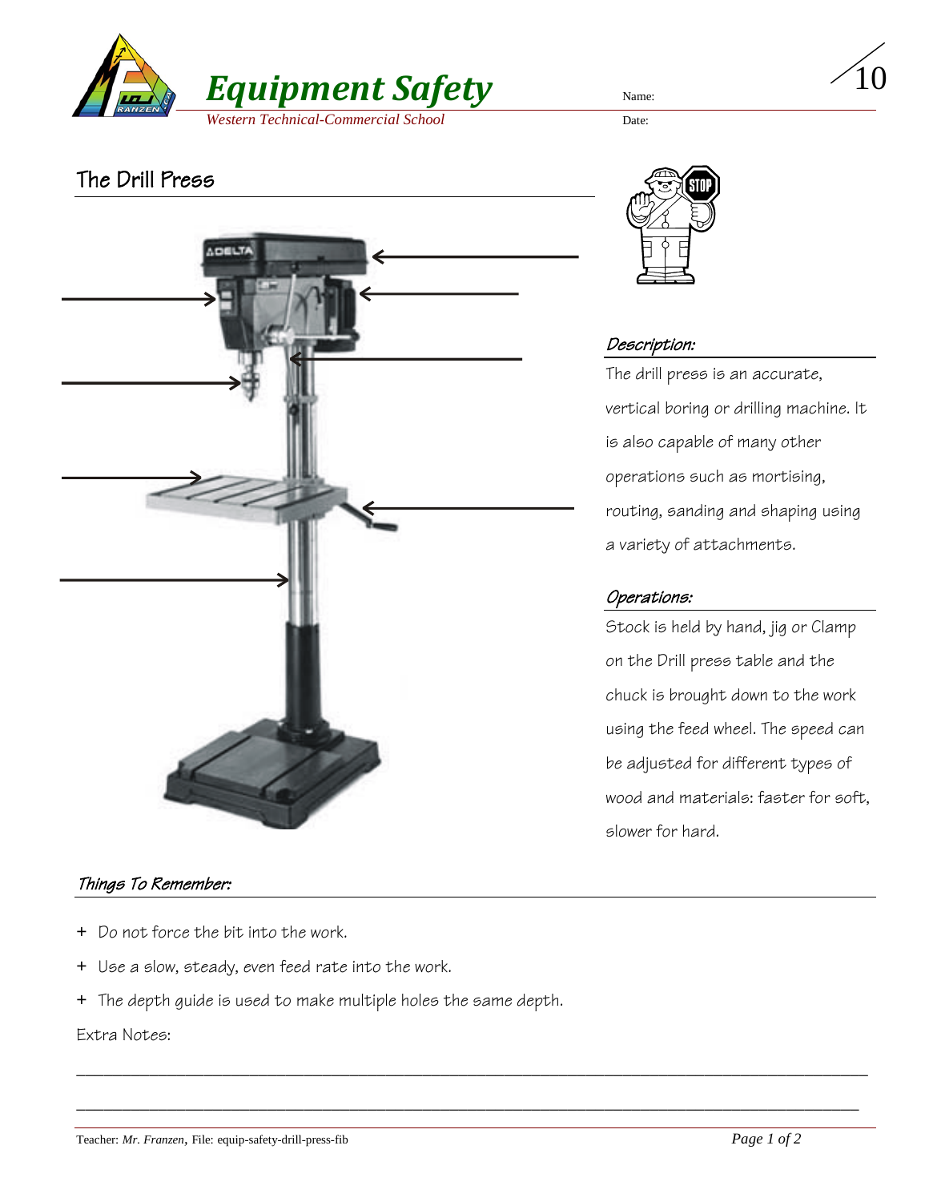# Equipment Safety

*Western Technical-Commercial School*

Name:

Date:

/10

## The Drill Press

### *Description:*

The drill press is an accurate, vertical boring or drilling machine. It is also capable of many other operations such as mortising, routing, sanding and shaping using a variety of attachments.

### *Operations:*

Stock is held by hand, jig or Clamp on the Drill press table and the chuck is brought down to the work using the feed wheel. The speed can be adjusted for different types of wood and materials: faster for soft, slower for hard.

### *Things To Remember:*

+ Do not force the bit into the work.
+ Use a slow, steady, even feed rate into the work.
+ The depth guide is used to make multiple holes the same depth.

Extra Notes:

\_\_\_\_\_\_\_\_\_\_\_\_\_\_\_\_\_\_\_\_\_\_\_\_\_\_\_\_\_\_\_\_\_\_\_\_\_\_\_\_\_\_\_\_\_\_\_\_\_\_\_\_\_\_\_\_\_\_\_\_\_\_\_\_\_\_\_\_\_\_\_\_\_\_\_\_\_\_

\_\_\_\_\_\_\_\_\_\_\_\_\_\_\_\_\_\_\_\_\_\_\_\_\_\_\_\_\_\_\_\_\_\_\_\_\_\_\_\_\_\_\_\_\_\_\_\_\_\_\_\_\_\_\_\_\_\_\_\_\_\_\_\_\_\_\_\_\_\_\_\_\_\_\_\_\_\_

Teacher: *Mr. Franzen*, File: equip-safety-drill-press-fib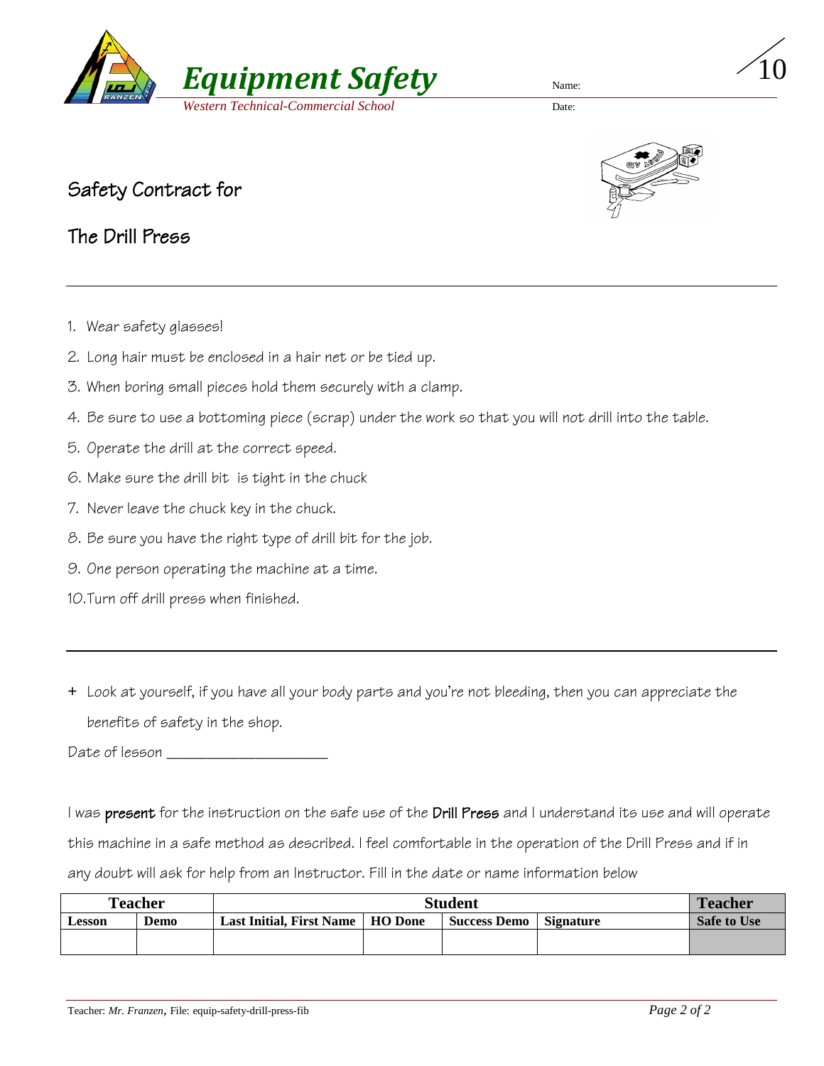# Equipment Safety

*Western Technical-Commercial School*

Name:

Date:

/10

## Safety Contract for

## The Drill Press

1. Wear safety glasses!
2. Long hair must be enclosed in a hair net or be tied up.
3. When boring small pieces hold them securely with a clamp.
4. Be sure to use a bottoming piece (scrap) under the work so that you will not drill into the table.
5. Operate the drill at the correct speed.
6. Make sure the drill bit is tight in the chuck
7. Never leave the chuck key in the chuck.
8. Be sure you have the right type of drill bit for the job.
9. One person operating the machine at a time.
10. Turn off drill press when finished.

---

+ Look at yourself, if you have all your body parts and you're not bleeding, then you can appreciate the benefits of safety in the shop.

Date of lesson ____________________

I was **present** for the instruction on the safe use of the **Drill Press** and I understand its use and will operate this machine in a safe method as described. I feel comfortable in the operation of the Drill Press and if in any doubt will ask for help from an Instructor. Fill in the date or name information below

| Teacher | | Student | | | | Teacher |
|---|---|---|---|---|---|---|
| **Lesson** | **Demo** | **Last Initial, First Name** | **HO Done** | **Success Demo** | **Signature** | **Safe to Use** |
| | | | | | | |

Teacher: *Mr. Franzen*, File: equip-safety-drill-press-fib